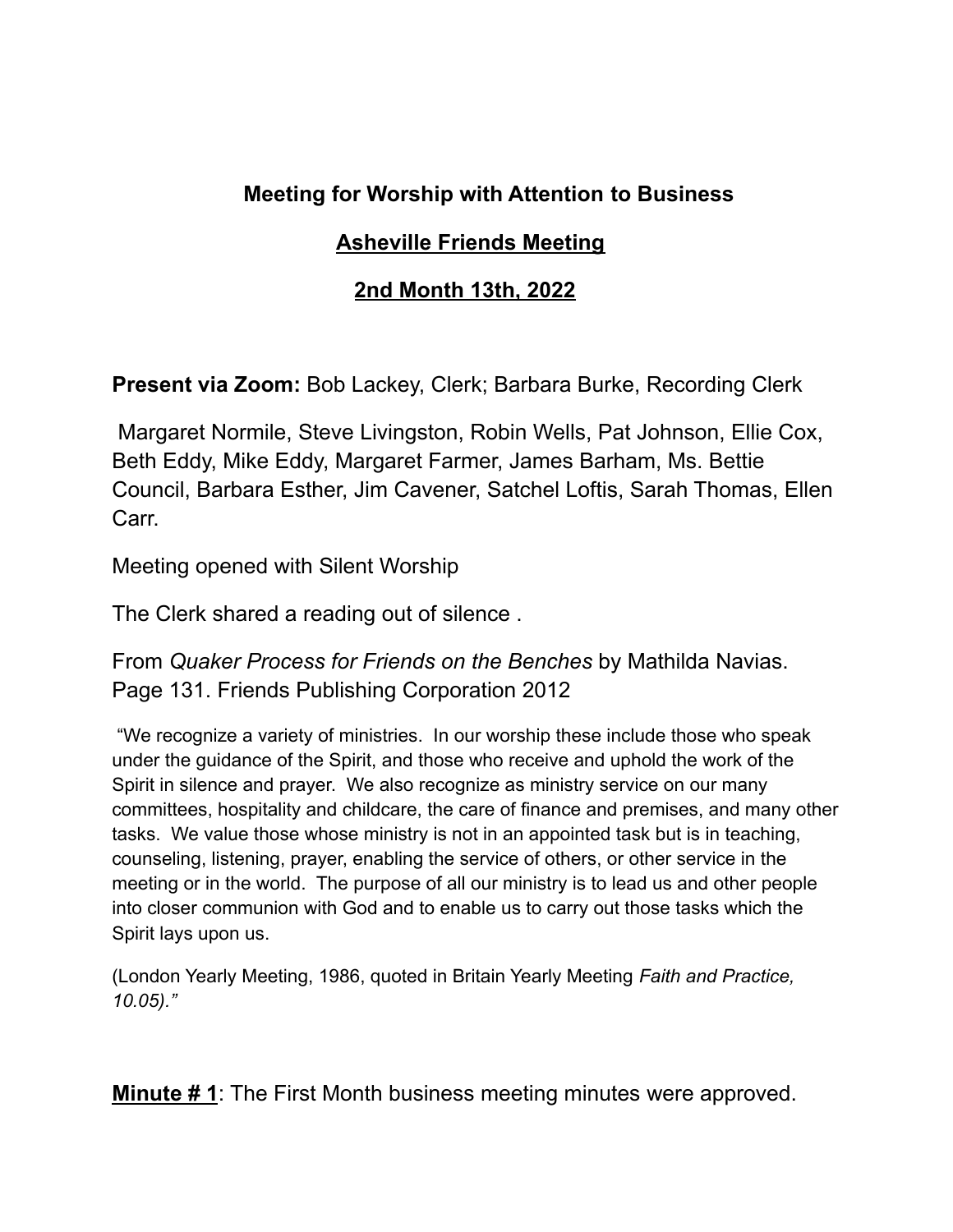### **Meeting for Worship with Attention to Business**

### **<u>Asheville Friends Meeting</u>**

### **<u>2nd Month 13th, 2022</u>**

**Present via Zoom:** Bob Lackey, Clerk; Barbara Burke, Recording Clerk

Margaret Normile, Steve Livingston, Robin Wells, Pat Johnson, Ellie Cox, Beth Eddy, Mike Eddy, Margaret Farmer, James Barham, Ms. Bettie Council, Barbara Esther, Jim Cavener, Satchel Loftis, Sarah Thomas, Ellen Carr.

Meeting opened with Silent Worship

The Clerk shared a reading out of silence .

From *Quaker Process for Friends on the Benches* by Mathilda Navias. Page 131. Friends Publishing Corporation 2012

"We recognize a variety of ministries. In our worship these include those who speak under the guidance of the Spirit, and those who receive and uphold the work of the Spirit in silence and prayer. We also recognize as ministry service on our many committees, hospitality and childcare, the care of finance and premises, and many other tasks. We value those whose ministry is not in an appointed task but is in teaching, counseling, listening, prayer, enabling the service of others, or other service in the meeting or in the world. The purpose of all our ministry is to lead us and other people into closer communion with God and to enable us to carry out those tasks which the Spirit lays upon us.

(London Yearly Meeting, 1986, quoted in Britain Yearly Meeting *Faith and Practice, 10.05)."*

**<u>Minute # 1</u>**: The First Month business meeting minutes were approved.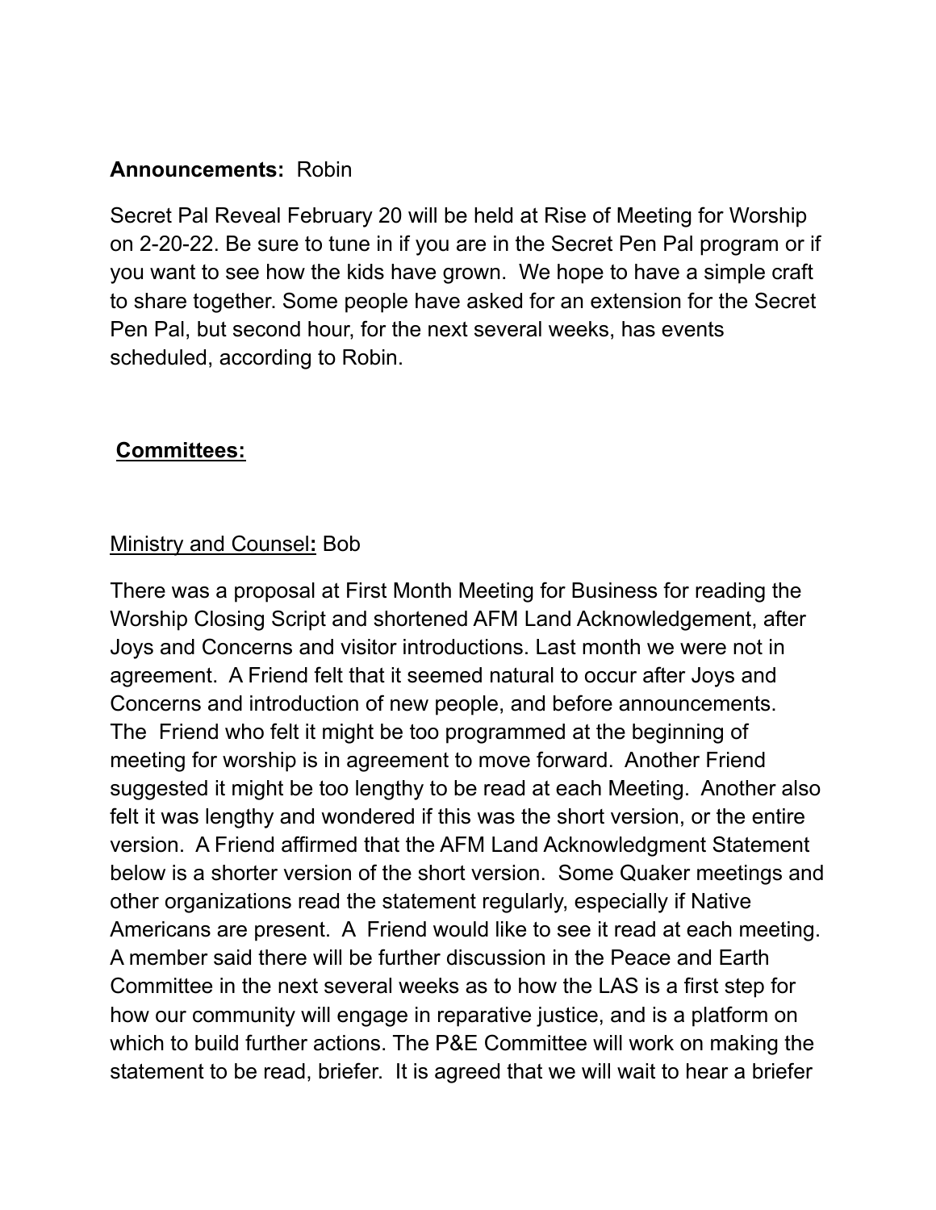**Announcements:** Robin

Secret Pal Reveal February 20 will be held at Rise of Meeting for Worship on 2-20-22. Be sure to tune in if you are in the Secret Pen Pal program or if you want to see how the kids have grown. We hope to have a simple craft to share together. Some people have asked for an extension for the Secret Pen Pal, but second hour, for the next several weeks, has events scheduled, according to Robin.

**Committees:**

Ministry and Counsel**:** Bob

There was a proposal at First Month Meeting for Business for reading the Worship Closing Script and shortened AFM Land Acknowledgement, after Joys and Concerns and visitor introductions. Last month we were not in agreement. A Friend felt that it seemed natural to occur after Joys and Concerns and introduction of new people, and before announcements. The Friend who felt it might be too programmed at the beginning of meeting for worship is in agreement to move forward. Another Friend suggested it might be too lengthy to be read at each Meeting. Another also felt it was lengthy and wondered if this was the short version, or the entire version. A Friend affirmed that the AFM Land Acknowledgment Statement below is a shorter version of the short version. Some Quaker meetings and other organizations read the statement regularly, especially if Native Americans are present. A Friend would like to see it read at each meeting. A member said there will be further discussion in the Peace and Earth Committee in the next several weeks as to how the LAS is a first step for how our community will engage in reparative justice, and is a platform on which to build further actions. The P&E Committee will work on making the statement to be read, briefer. It is agreed that we will wait to hear a briefer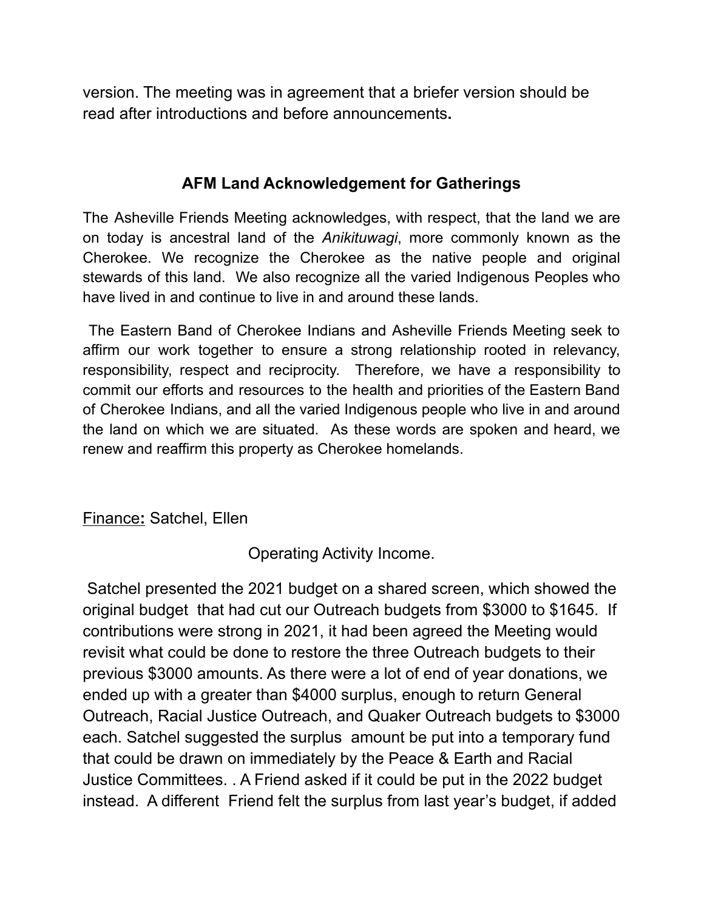version. The meeting was in agreement that a briefer version should be read after introductions and before announcements**.**

### AFM Land Acknowledgement for Gatherings

The Asheville Friends Meeting acknowledges, with respect, that the land we are on today is ancestral land of the *Anikituwagi*, more commonly known as the Cherokee. We recognize the Cherokee as the native people and original stewards of this land. We also recognize all the varied Indigenous Peoples who have lived in and continue to live in and around these lands.

The Eastern Band of Cherokee Indians and Asheville Friends Meeting seek to affirm our work together to ensure a strong relationship rooted in relevancy, responsibility, respect and reciprocity. Therefore, we have a responsibility to commit our efforts and resources to the health and priorities of the Eastern Band of Cherokee Indians, and all the varied Indigenous people who live in and around the land on which we are situated. As these words are spoken and heard, we renew and reaffirm this property as Cherokee homelands.

<u>Finance</u>**:** Satchel, Ellen

Operating Activity Income.

Satchel presented the 2021 budget on a shared screen, which showed the original budget that had cut our Outreach budgets from $3000 to $1645. If contributions were strong in 2021, it had been agreed the Meeting would revisit what could be done to restore the three Outreach budgets to their previous $3000 amounts. As there were a lot of end of year donations, we ended up with a greater than $4000 surplus, enough to return General Outreach, Racial Justice Outreach, and Quaker Outreach budgets to $3000 each. Satchel suggested the surplus amount be put into a temporary fund that could be drawn on immediately by the Peace & Earth and Racial Justice Committees. . A Friend asked if it could be put in the 2022 budget instead. A different Friend felt the surplus from last year's budget, if added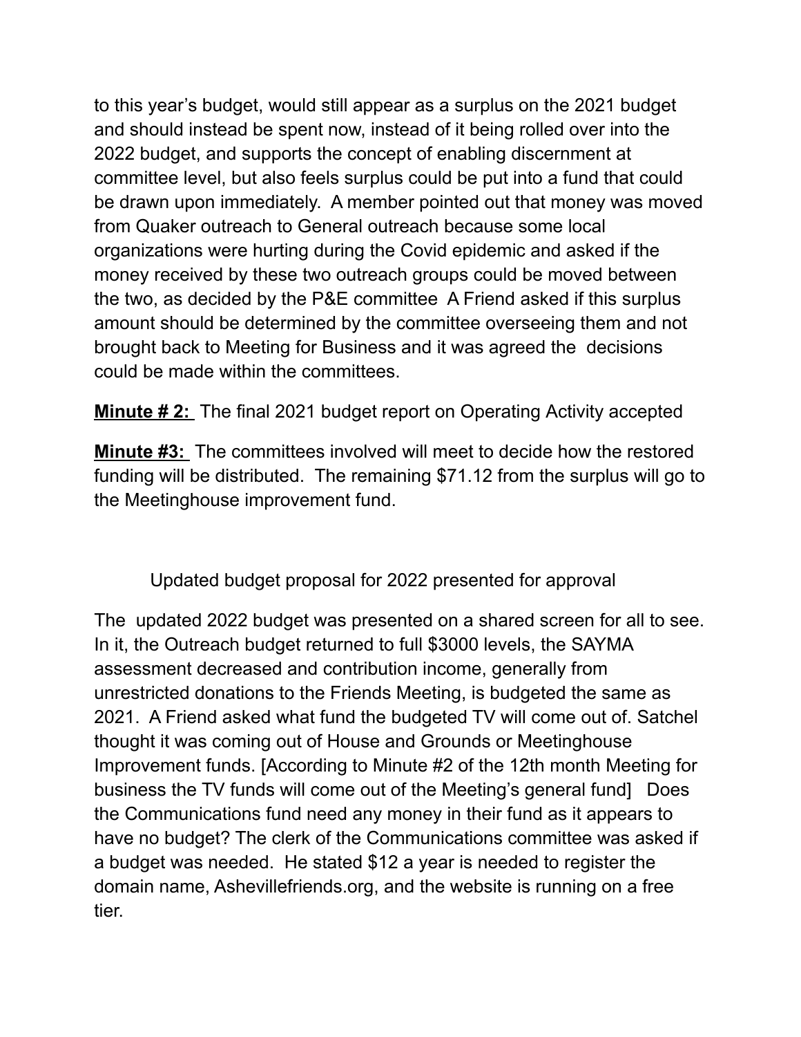to this year's budget, would still appear as a surplus on the 2021 budget and should instead be spent now, instead of it being rolled over into the 2022 budget, and supports the concept of enabling discernment at committee level, but also feels surplus could be put into a fund that could be drawn upon immediately. A member pointed out that money was moved from Quaker outreach to General outreach because some local organizations were hurting during the Covid epidemic and asked if the money received by these two outreach groups could be moved between the two, as decided by the P&E committee A Friend asked if this surplus amount should be determined by the committee overseeing them and not brought back to Meeting for Business and it was agreed the decisions could be made within the committees.

**Minute # 2:** The final 2021 budget report on Operating Activity accepted

**Minute #3:** The committees involved will meet to decide how the restored funding will be distributed. The remaining $71.12 from the surplus will go to the Meetinghouse improvement fund.

Updated budget proposal for 2022 presented for approval

The updated 2022 budget was presented on a shared screen for all to see. In it, the Outreach budget returned to full $3000 levels, the SAYMA assessment decreased and contribution income, generally from unrestricted donations to the Friends Meeting, is budgeted the same as 2021. A Friend asked what fund the budgeted TV will come out of. Satchel thought it was coming out of House and Grounds or Meetinghouse Improvement funds. [According to Minute #2 of the 12th month Meeting for business the TV funds will come out of the Meeting's general fund] Does the Communications fund need any money in their fund as it appears to have no budget? The clerk of the Communications committee was asked if a budget was needed. He stated $12 a year is needed to register the domain name, Ashevillefriends.org, and the website is running on a free tier.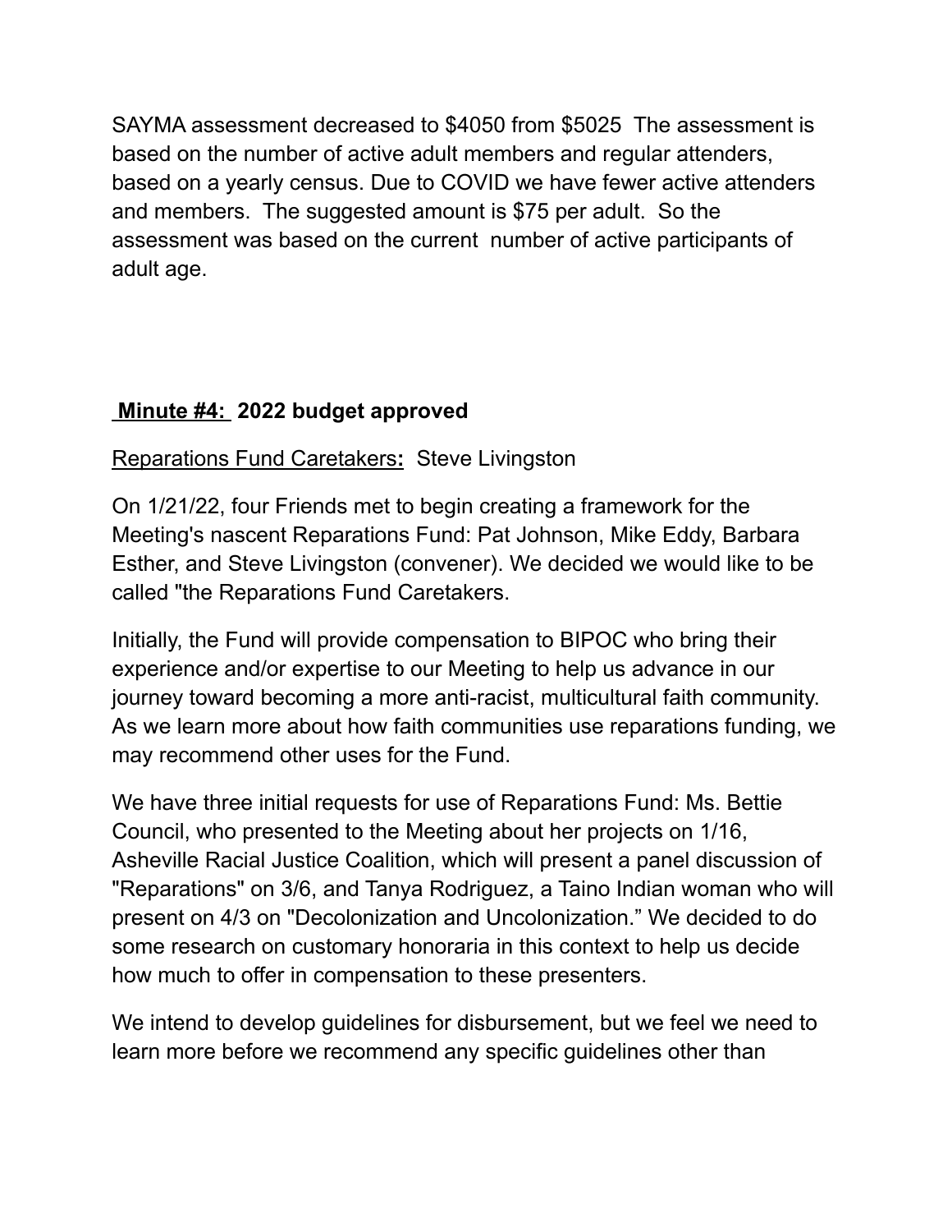SAYMA assessment decreased to $4050 from $5025  The assessment is based on the number of active adult members and regular attenders, based on a yearly census. Due to COVID we have fewer active attenders and members.  The suggested amount is $75 per adult.  So the assessment was based on the current  number of active participants of adult age.

**Minute #4:  2022 budget approved**

Reparations Fund Caretakers**:**  Steve Livingston

On 1/21/22, four Friends met to begin creating a framework for the Meeting's nascent Reparations Fund: Pat Johnson, Mike Eddy, Barbara Esther, and Steve Livingston (convener). We decided we would like to be called "the Reparations Fund Caretakers.

Initially, the Fund will provide compensation to BIPOC who bring their experience and/or expertise to our Meeting to help us advance in our journey toward becoming a more anti-racist, multicultural faith community. As we learn more about how faith communities use reparations funding, we may recommend other uses for the Fund.

We have three initial requests for use of Reparations Fund: Ms. Bettie Council, who presented to the Meeting about her projects on 1/16, Asheville Racial Justice Coalition, which will present a panel discussion of "Reparations" on 3/6, and Tanya Rodriguez, a Taino Indian woman who will present on 4/3 on "Decolonization and Uncolonization." We decided to do some research on customary honoraria in this context to help us decide how much to offer in compensation to these presenters.

We intend to develop guidelines for disbursement, but we feel we need to learn more before we recommend any specific guidelines other than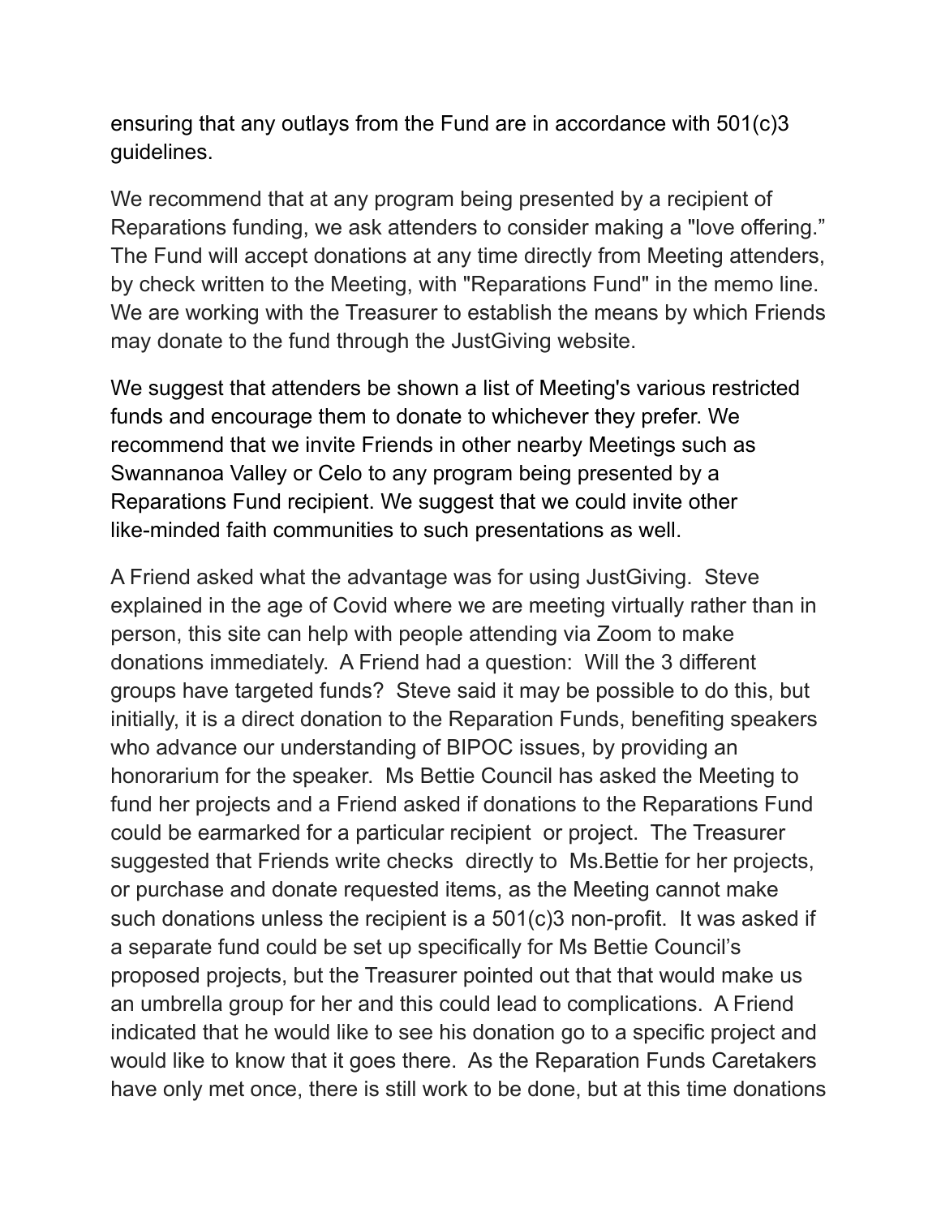ensuring that any outlays from the Fund are in accordance with 501(c)3 guidelines.

We recommend that at any program being presented by a recipient of Reparations funding, we ask attenders to consider making a "love offering." The Fund will accept donations at any time directly from Meeting attenders, by check written to the Meeting, with "Reparations Fund" in the memo line. We are working with the Treasurer to establish the means by which Friends may donate to the fund through the JustGiving website.

We suggest that attenders be shown a list of Meeting's various restricted funds and encourage them to donate to whichever they prefer. We recommend that we invite Friends in other nearby Meetings such as Swannanoa Valley or Celo to any program being presented by a Reparations Fund recipient. We suggest that we could invite other like-minded faith communities to such presentations as well.

A Friend asked what the advantage was for using JustGiving. Steve explained in the age of Covid where we are meeting virtually rather than in person, this site can help with people attending via Zoom to make donations immediately. A Friend had a question: Will the 3 different groups have targeted funds? Steve said it may be possible to do this, but initially, it is a direct donation to the Reparation Funds, benefiting speakers who advance our understanding of BIPOC issues, by providing an honorarium for the speaker. Ms Bettie Council has asked the Meeting to fund her projects and a Friend asked if donations to the Reparations Fund could be earmarked for a particular recipient or project. The Treasurer suggested that Friends write checks directly to Ms.Bettie for her projects, or purchase and donate requested items, as the Meeting cannot make such donations unless the recipient is a 501(c)3 non-profit. It was asked if a separate fund could be set up specifically for Ms Bettie Council's proposed projects, but the Treasurer pointed out that that would make us an umbrella group for her and this could lead to complications. A Friend indicated that he would like to see his donation go to a specific project and would like to know that it goes there. As the Reparation Funds Caretakers have only met once, there is still work to be done, but at this time donations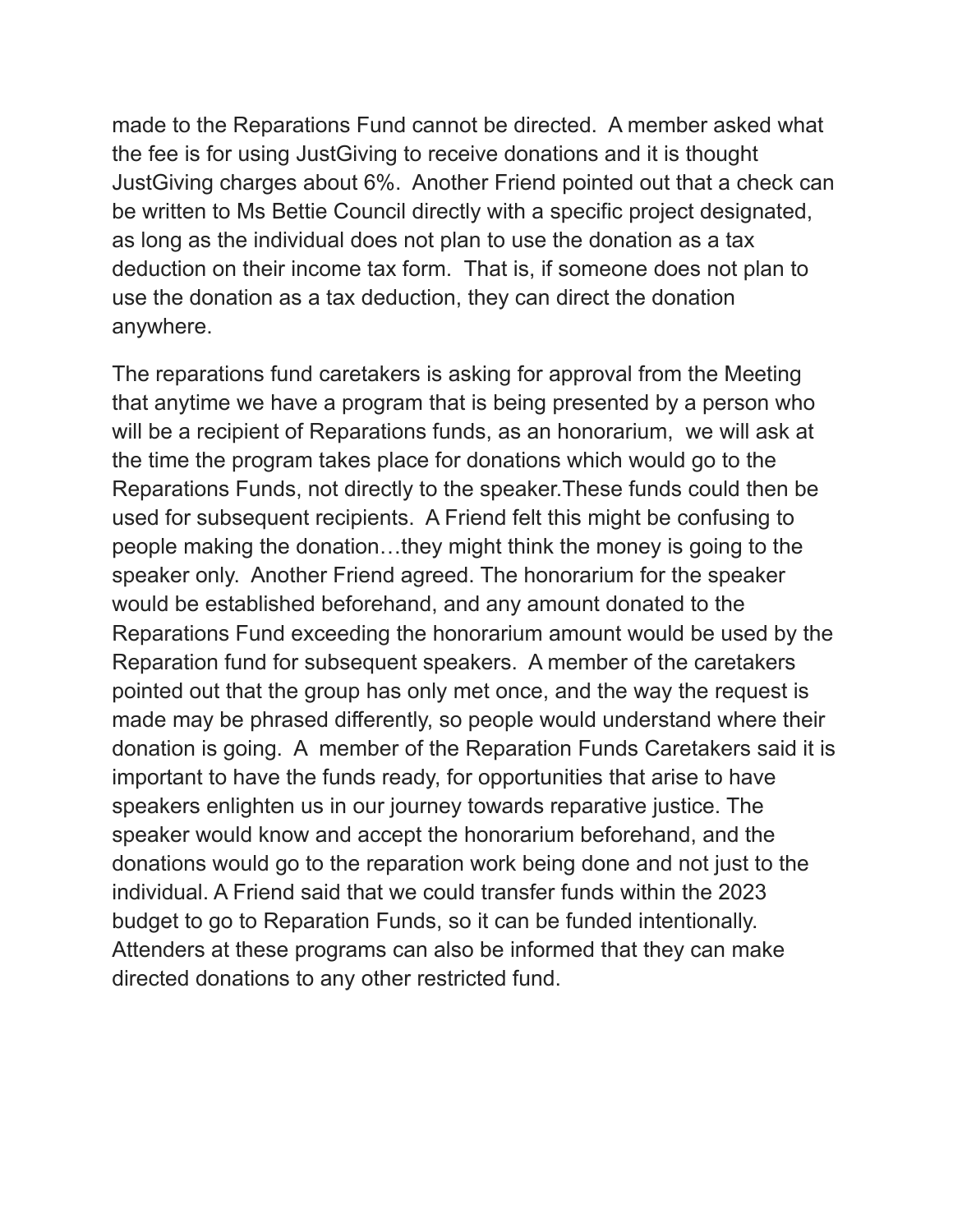made to the Reparations Fund cannot be directed. A member asked what the fee is for using JustGiving to receive donations and it is thought JustGiving charges about 6%. Another Friend pointed out that a check can be written to Ms Bettie Council directly with a specific project designated, as long as the individual does not plan to use the donation as a tax deduction on their income tax form. That is, if someone does not plan to use the donation as a tax deduction, they can direct the donation anywhere.

The reparations fund caretakers is asking for approval from the Meeting that anytime we have a program that is being presented by a person who will be a recipient of Reparations funds, as an honorarium, we will ask at the time the program takes place for donations which would go to the Reparations Funds, not directly to the speaker.These funds could then be used for subsequent recipients. A Friend felt this might be confusing to people making the donation…they might think the money is going to the speaker only. Another Friend agreed. The honorarium for the speaker would be established beforehand, and any amount donated to the Reparations Fund exceeding the honorarium amount would be used by the Reparation fund for subsequent speakers. A member of the caretakers pointed out that the group has only met once, and the way the request is made may be phrased differently, so people would understand where their donation is going. A member of the Reparation Funds Caretakers said it is important to have the funds ready, for opportunities that arise to have speakers enlighten us in our journey towards reparative justice. The speaker would know and accept the honorarium beforehand, and the donations would go to the reparation work being done and not just to the individual. A Friend said that we could transfer funds within the 2023 budget to go to Reparation Funds, so it can be funded intentionally. Attenders at these programs can also be informed that they can make directed donations to any other restricted fund.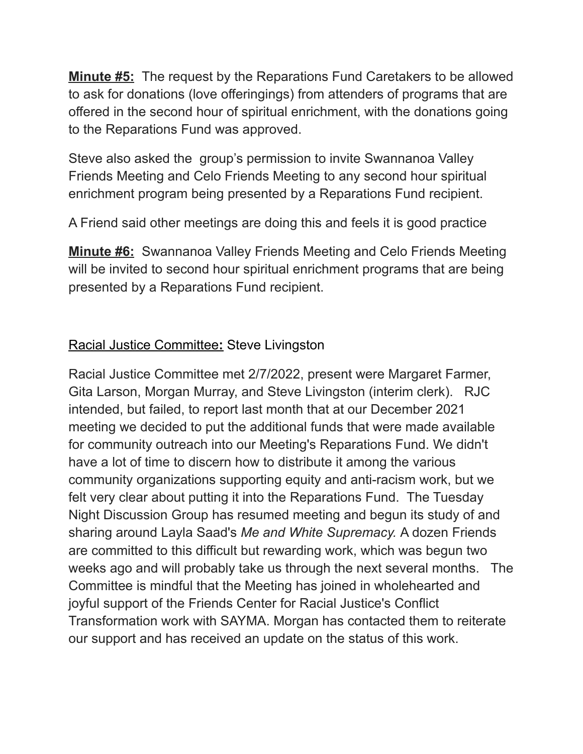**Minute #5:** The request by the Reparations Fund Caretakers to be allowed to ask for donations (love offeringings) from attenders of programs that are offered in the second hour of spiritual enrichment, with the donations going to the Reparations Fund was approved.

Steve also asked the group's permission to invite Swannanoa Valley Friends Meeting and Celo Friends Meeting to any second hour spiritual enrichment program being presented by a Reparations Fund recipient.

A Friend said other meetings are doing this and feels it is good practice

**Minute #6:** Swannanoa Valley Friends Meeting and Celo Friends Meeting will be invited to second hour spiritual enrichment programs that are being presented by a Reparations Fund recipient.

Racial Justice Committee**:** Steve Livingston

Racial Justice Committee met 2/7/2022, present were Margaret Farmer, Gita Larson, Morgan Murray, and Steve Livingston (interim clerk). RJC intended, but failed, to report last month that at our December 2021 meeting we decided to put the additional funds that were made available for community outreach into our Meeting's Reparations Fund. We didn't have a lot of time to discern how to distribute it among the various community organizations supporting equity and anti-racism work, but we felt very clear about putting it into the Reparations Fund. The Tuesday Night Discussion Group has resumed meeting and begun its study of and sharing around Layla Saad's *Me and White Supremacy.* A dozen Friends are committed to this difficult but rewarding work, which was begun two weeks ago and will probably take us through the next several months. The Committee is mindful that the Meeting has joined in wholehearted and joyful support of the Friends Center for Racial Justice's Conflict Transformation work with SAYMA. Morgan has contacted them to reiterate our support and has received an update on the status of this work.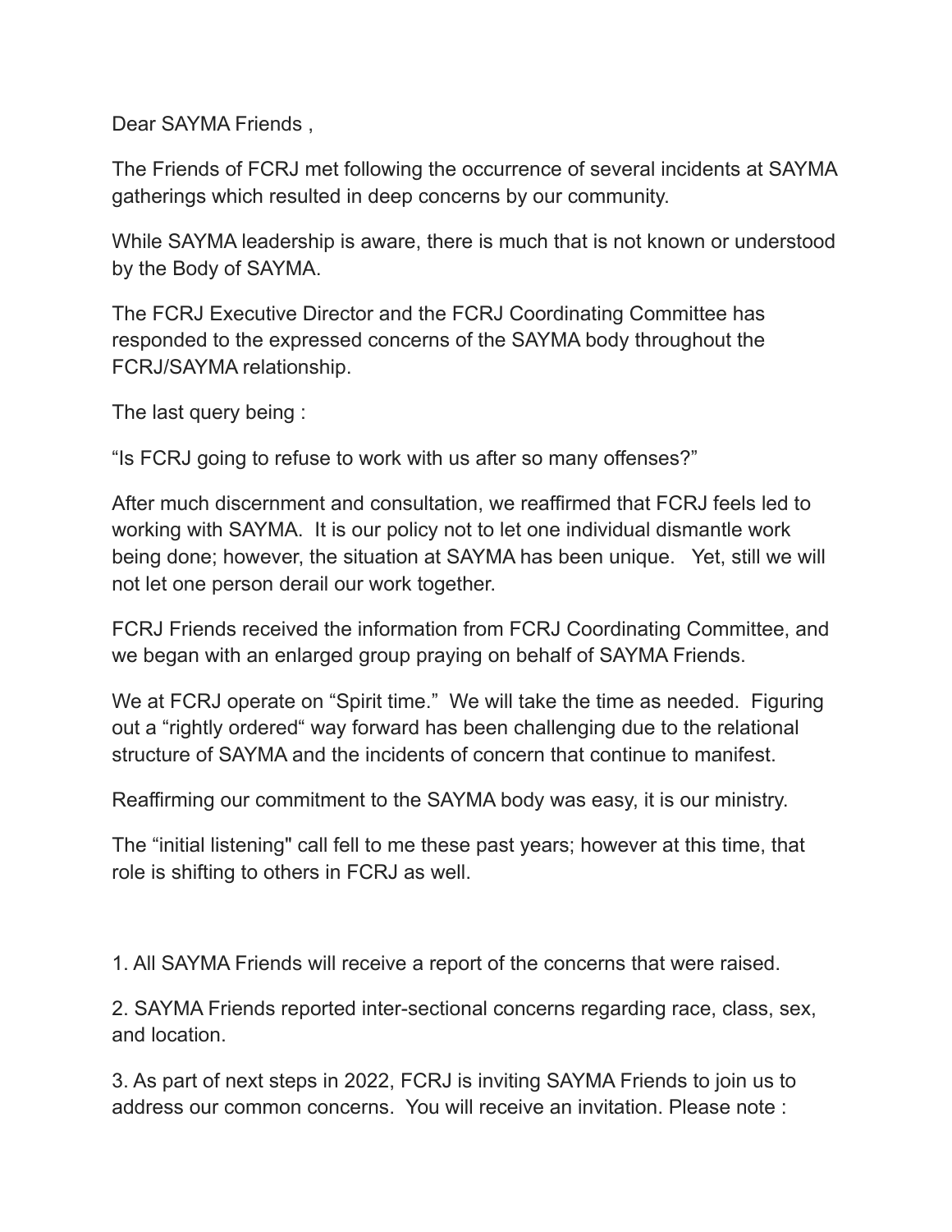Dear SAYMA Friends ,

The Friends of FCRJ met following the occurrence of several incidents at SAYMA gatherings which resulted in deep concerns by our community.

While SAYMA leadership is aware, there is much that is not known or understood by the Body of SAYMA.

The FCRJ Executive Director and the FCRJ Coordinating Committee has responded to the expressed concerns of the SAYMA body throughout the FCRJ/SAYMA relationship.

The last query being :

"Is FCRJ going to refuse to work with us after so many offenses?"

After much discernment and consultation, we reaffirmed that FCRJ feels led to working with SAYMA. It is our policy not to let one individual dismantle work being done; however, the situation at SAYMA has been unique. Yet, still we will not let one person derail our work together.

FCRJ Friends received the information from FCRJ Coordinating Committee, and we began with an enlarged group praying on behalf of SAYMA Friends.

We at FCRJ operate on "Spirit time." We will take the time as needed. Figuring out a "rightly ordered" way forward has been challenging due to the relational structure of SAYMA and the incidents of concern that continue to manifest.

Reaffirming our commitment to the SAYMA body was easy, it is our ministry.

The "initial listening" call fell to me these past years; however at this time, that role is shifting to others in FCRJ as well.

1. All SAYMA Friends will receive a report of the concerns that were raised.

2. SAYMA Friends reported inter-sectional concerns regarding race, class, sex, and location.

3. As part of next steps in 2022, FCRJ is inviting SAYMA Friends to join us to address our common concerns. You will receive an invitation. Please note :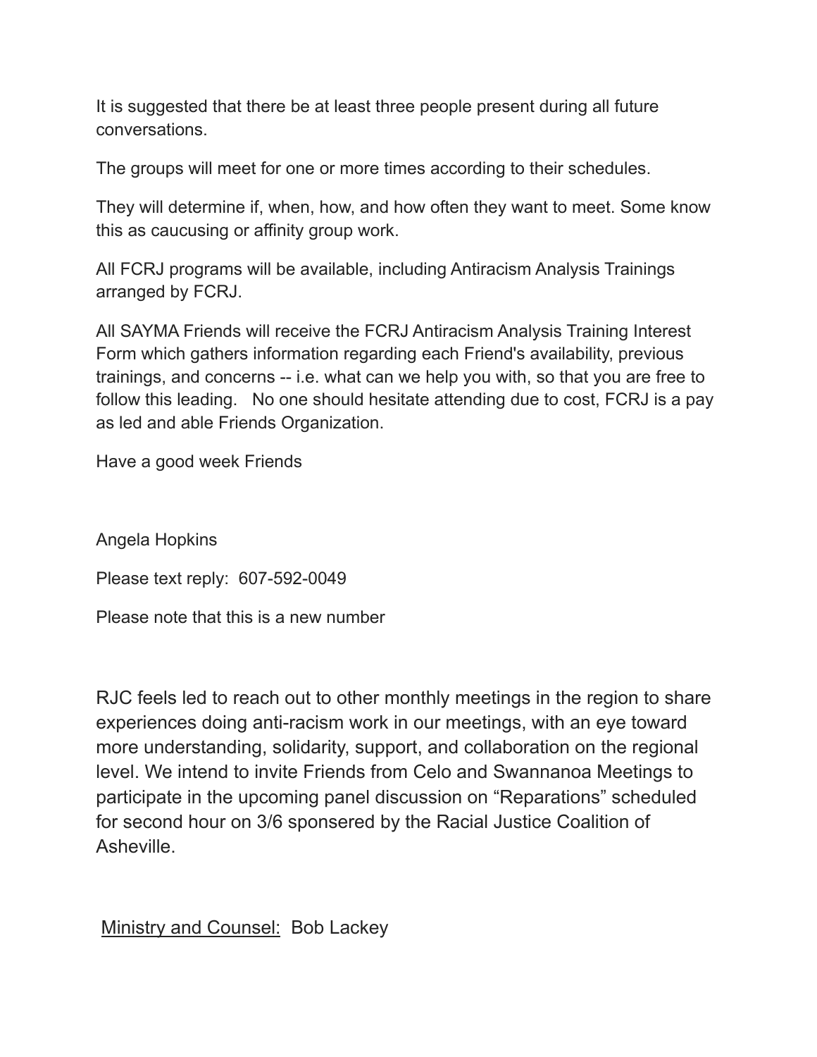It is suggested that there be at least three people present during all future conversations.

The groups will meet for one or more times according to their schedules.

They will determine if, when, how, and how often they want to meet. Some know this as caucusing or affinity group work.

All FCRJ programs will be available, including Antiracism Analysis Trainings arranged by FCRJ.

All SAYMA Friends will receive the FCRJ Antiracism Analysis Training Interest Form which gathers information regarding each Friend's availability, previous trainings, and concerns -- i.e. what can we help you with, so that you are free to follow this leading. No one should hesitate attending due to cost, FCRJ is a pay as led and able Friends Organization.

Have a good week Friends

Angela Hopkins

Please text reply: 607-592-0049

Please note that this is a new number

RJC feels led to reach out to other monthly meetings in the region to share experiences doing anti-racism work in our meetings, with an eye toward more understanding, solidarity, support, and collaboration on the regional level. We intend to invite Friends from Celo and Swannanoa Meetings to participate in the upcoming panel discussion on "Reparations" scheduled for second hour on 3/6 sponsered by the Racial Justice Coalition of Asheville.

<u>Ministry and Counsel:</u> Bob Lackey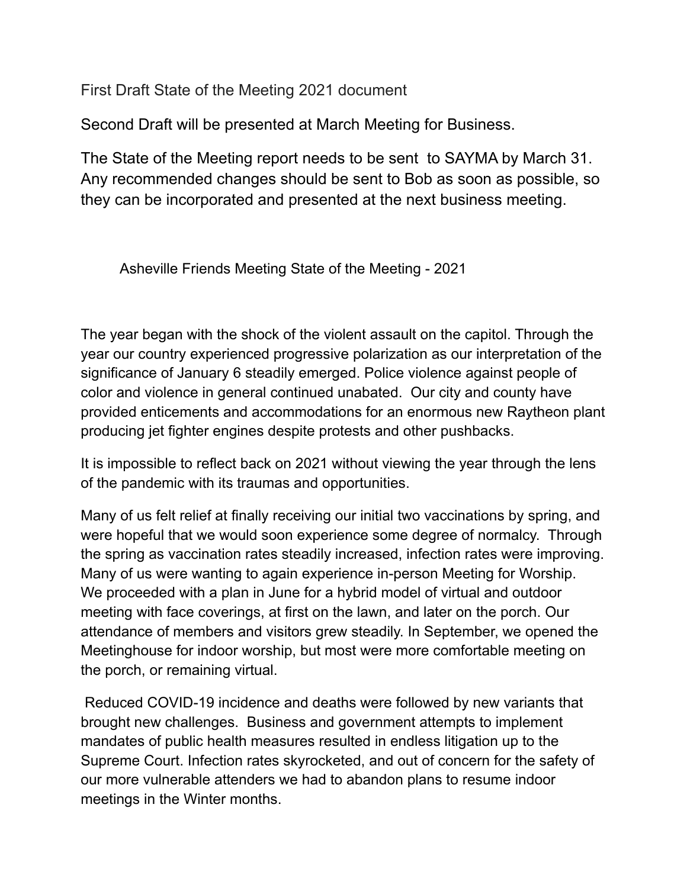First Draft State of the Meeting 2021 document

Second Draft will be presented at March Meeting for Business.

The State of the Meeting report needs to be sent to SAYMA by March 31. Any recommended changes should be sent to Bob as soon as possible, so they can be incorporated and presented at the next business meeting.

## Asheville Friends Meeting State of the Meeting - 2021

The year began with the shock of the violent assault on the capitol. Through the year our country experienced progressive polarization as our interpretation of the significance of January 6 steadily emerged. Police violence against people of color and violence in general continued unabated. Our city and county have provided enticements and accommodations for an enormous new Raytheon plant producing jet fighter engines despite protests and other pushbacks.

It is impossible to reflect back on 2021 without viewing the year through the lens of the pandemic with its traumas and opportunities.

Many of us felt relief at finally receiving our initial two vaccinations by spring, and were hopeful that we would soon experience some degree of normalcy. Through the spring as vaccination rates steadily increased, infection rates were improving. Many of us were wanting to again experience in-person Meeting for Worship. We proceeded with a plan in June for a hybrid model of virtual and outdoor meeting with face coverings, at first on the lawn, and later on the porch. Our attendance of members and visitors grew steadily. In September, we opened the Meetinghouse for indoor worship, but most were more comfortable meeting on the porch, or remaining virtual.

Reduced COVID-19 incidence and deaths were followed by new variants that brought new challenges. Business and government attempts to implement mandates of public health measures resulted in endless litigation up to the Supreme Court. Infection rates skyrocketed, and out of concern for the safety of our more vulnerable attenders we had to abandon plans to resume indoor meetings in the Winter months.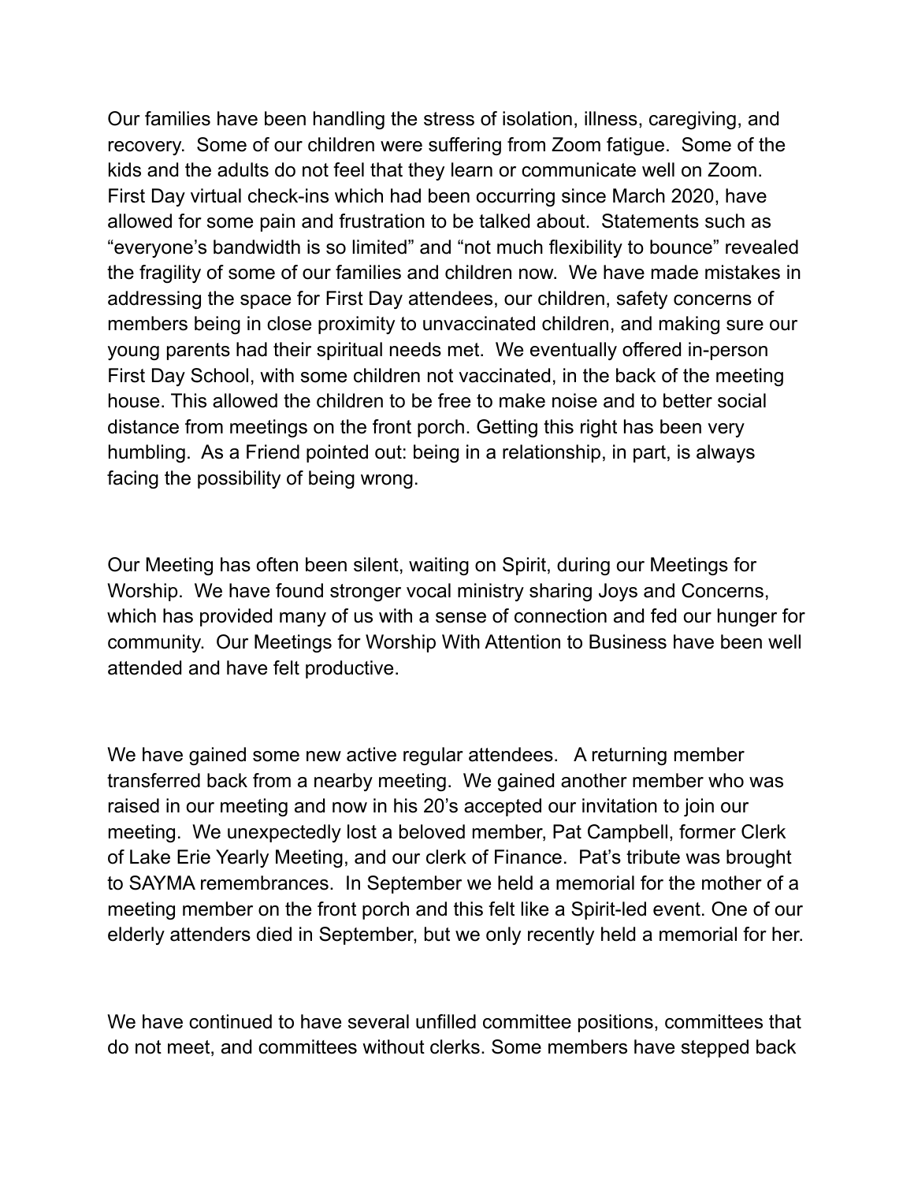Our families have been handling the stress of isolation, illness, caregiving, and recovery. Some of our children were suffering from Zoom fatigue. Some of the kids and the adults do not feel that they learn or communicate well on Zoom. First Day virtual check-ins which had been occurring since March 2020, have allowed for some pain and frustration to be talked about. Statements such as "everyone's bandwidth is so limited" and "not much flexibility to bounce" revealed the fragility of some of our families and children now. We have made mistakes in addressing the space for First Day attendees, our children, safety concerns of members being in close proximity to unvaccinated children, and making sure our young parents had their spiritual needs met. We eventually offered in-person First Day School, with some children not vaccinated, in the back of the meeting house. This allowed the children to be free to make noise and to better social distance from meetings on the front porch. Getting this right has been very humbling. As a Friend pointed out: being in a relationship, in part, is always facing the possibility of being wrong.

Our Meeting has often been silent, waiting on Spirit, during our Meetings for Worship. We have found stronger vocal ministry sharing Joys and Concerns, which has provided many of us with a sense of connection and fed our hunger for community. Our Meetings for Worship With Attention to Business have been well attended and have felt productive.

We have gained some new active regular attendees. A returning member transferred back from a nearby meeting. We gained another member who was raised in our meeting and now in his 20's accepted our invitation to join our meeting. We unexpectedly lost a beloved member, Pat Campbell, former Clerk of Lake Erie Yearly Meeting, and our clerk of Finance. Pat's tribute was brought to SAYMA remembrances. In September we held a memorial for the mother of a meeting member on the front porch and this felt like a Spirit-led event. One of our elderly attenders died in September, but we only recently held a memorial for her.

We have continued to have several unfilled committee positions, committees that do not meet, and committees without clerks. Some members have stepped back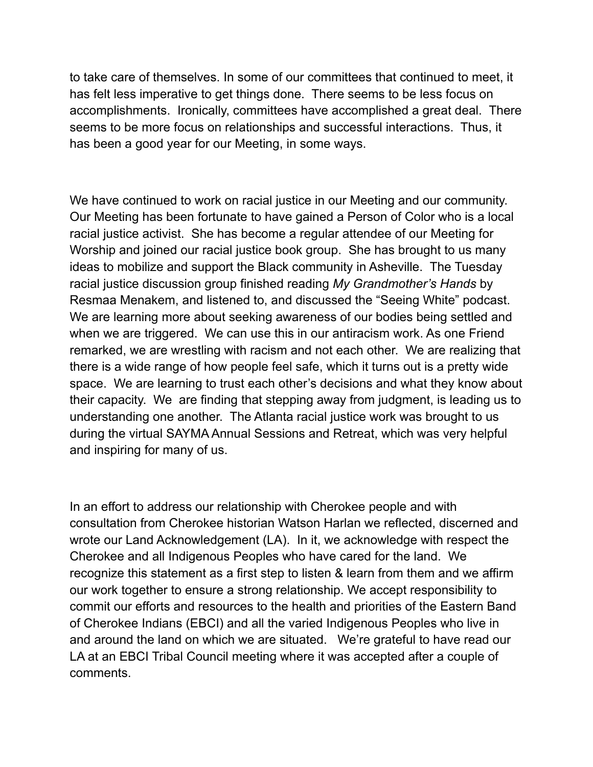to take care of themselves. In some of our committees that continued to meet, it has felt less imperative to get things done. There seems to be less focus on accomplishments. Ironically, committees have accomplished a great deal. There seems to be more focus on relationships and successful interactions. Thus, it has been a good year for our Meeting, in some ways.

We have continued to work on racial justice in our Meeting and our community. Our Meeting has been fortunate to have gained a Person of Color who is a local racial justice activist. She has become a regular attendee of our Meeting for Worship and joined our racial justice book group. She has brought to us many ideas to mobilize and support the Black community in Asheville. The Tuesday racial justice discussion group finished reading *My Grandmother's Hands* by Resmaa Menakem, and listened to, and discussed the "Seeing White" podcast. We are learning more about seeking awareness of our bodies being settled and when we are triggered. We can use this in our antiracism work. As one Friend remarked, we are wrestling with racism and not each other. We are realizing that there is a wide range of how people feel safe, which it turns out is a pretty wide space. We are learning to trust each other's decisions and what they know about their capacity. We are finding that stepping away from judgment, is leading us to understanding one another. The Atlanta racial justice work was brought to us during the virtual SAYMA Annual Sessions and Retreat, which was very helpful and inspiring for many of us.

In an effort to address our relationship with Cherokee people and with consultation from Cherokee historian Watson Harlan we reflected, discerned and wrote our Land Acknowledgement (LA). In it, we acknowledge with respect the Cherokee and all Indigenous Peoples who have cared for the land. We recognize this statement as a first step to listen & learn from them and we affirm our work together to ensure a strong relationship. We accept responsibility to commit our efforts and resources to the health and priorities of the Eastern Band of Cherokee Indians (EBCI) and all the varied Indigenous Peoples who live in and around the land on which we are situated. We're grateful to have read our LA at an EBCI Tribal Council meeting where it was accepted after a couple of comments.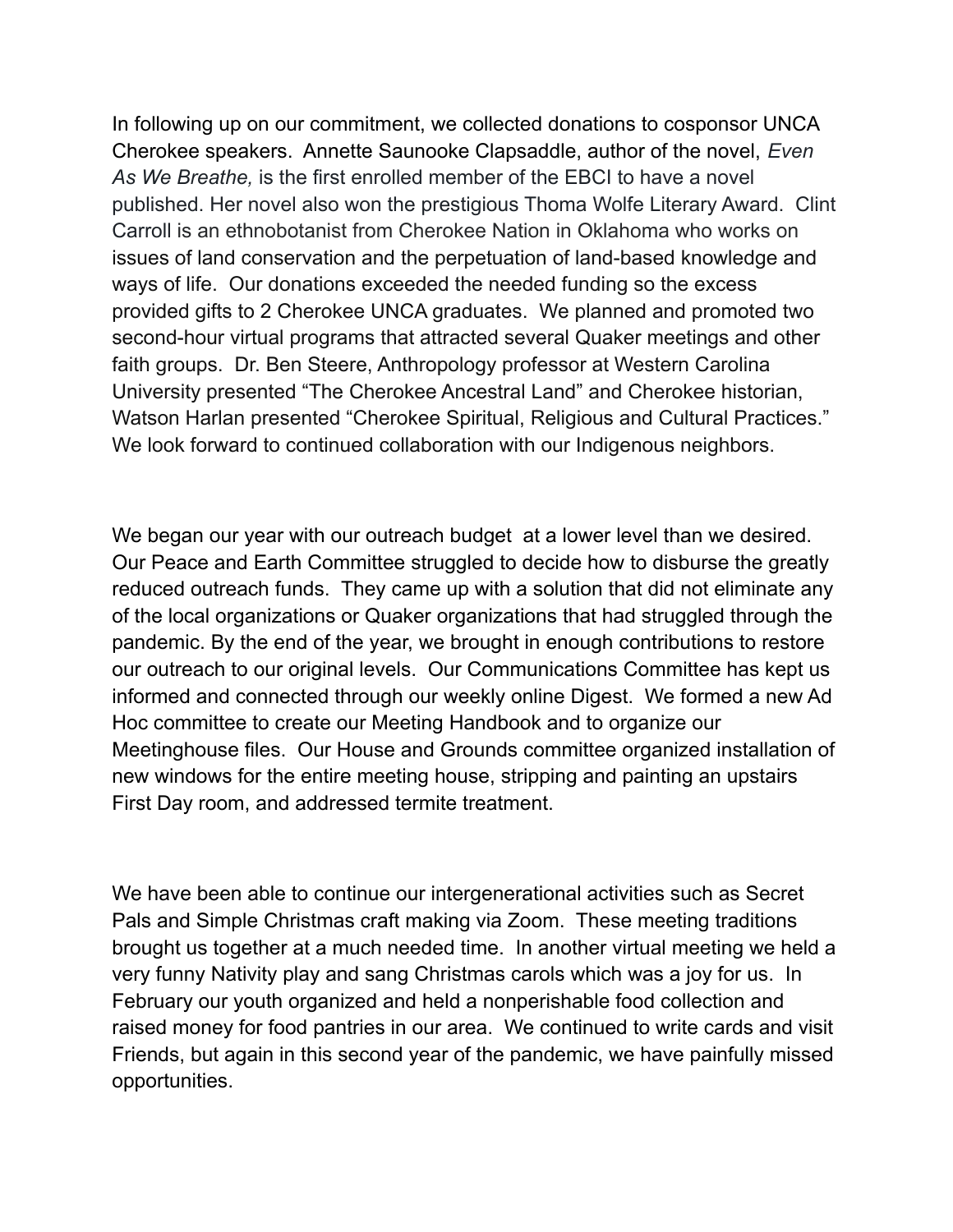In following up on our commitment, we collected donations to cosponsor UNCA Cherokee speakers. Annette Saunooke Clapsaddle, author of the novel, *Even As We Breathe,* is the first enrolled member of the EBCI to have a novel published. Her novel also won the prestigious Thoma Wolfe Literary Award. Clint Carroll is an ethnobotanist from Cherokee Nation in Oklahoma who works on issues of land conservation and the perpetuation of land-based knowledge and ways of life. Our donations exceeded the needed funding so the excess provided gifts to 2 Cherokee UNCA graduates. We planned and promoted two second-hour virtual programs that attracted several Quaker meetings and other faith groups. Dr. Ben Steere, Anthropology professor at Western Carolina University presented "The Cherokee Ancestral Land" and Cherokee historian, Watson Harlan presented "Cherokee Spiritual, Religious and Cultural Practices." We look forward to continued collaboration with our Indigenous neighbors.

We began our year with our outreach budget at a lower level than we desired. Our Peace and Earth Committee struggled to decide how to disburse the greatly reduced outreach funds. They came up with a solution that did not eliminate any of the local organizations or Quaker organizations that had struggled through the pandemic. By the end of the year, we brought in enough contributions to restore our outreach to our original levels. Our Communications Committee has kept us informed and connected through our weekly online Digest. We formed a new Ad Hoc committee to create our Meeting Handbook and to organize our Meetinghouse files. Our House and Grounds committee organized installation of new windows for the entire meeting house, stripping and painting an upstairs First Day room, and addressed termite treatment.

We have been able to continue our intergenerational activities such as Secret Pals and Simple Christmas craft making via Zoom. These meeting traditions brought us together at a much needed time. In another virtual meeting we held a very funny Nativity play and sang Christmas carols which was a joy for us. In February our youth organized and held a nonperishable food collection and raised money for food pantries in our area. We continued to write cards and visit Friends, but again in this second year of the pandemic, we have painfully missed opportunities.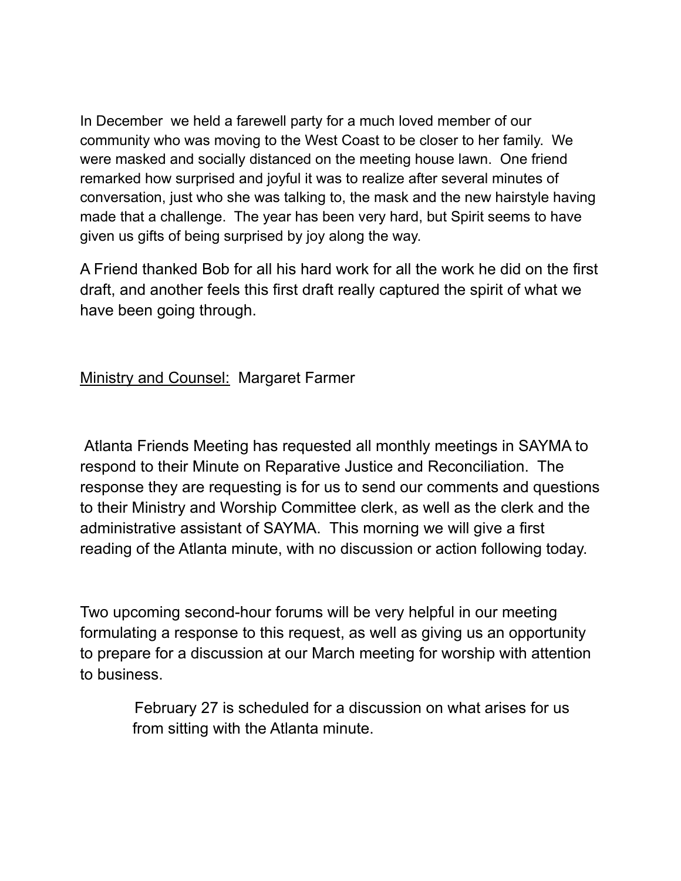In December we held a farewell party for a much loved member of our community who was moving to the West Coast to be closer to her family. We were masked and socially distanced on the meeting house lawn. One friend remarked how surprised and joyful it was to realize after several minutes of conversation, just who she was talking to, the mask and the new hairstyle having made that a challenge. The year has been very hard, but Spirit seems to have given us gifts of being surprised by joy along the way.

A Friend thanked Bob for all his hard work for all the work he did on the first draft, and another feels this first draft really captured the spirit of what we have been going through.

<u>Ministry and Counsel:</u> Margaret Farmer

Atlanta Friends Meeting has requested all monthly meetings in SAYMA to respond to their Minute on Reparative Justice and Reconciliation. The response they are requesting is for us to send our comments and questions to their Ministry and Worship Committee clerk, as well as the clerk and the administrative assistant of SAYMA. This morning we will give a first reading of the Atlanta minute, with no discussion or action following today.

Two upcoming second-hour forums will be very helpful in our meeting formulating a response to this request, as well as giving us an opportunity to prepare for a discussion at our March meeting for worship with attention to business.

> February 27 is scheduled for a discussion on what arises for us from sitting with the Atlanta minute.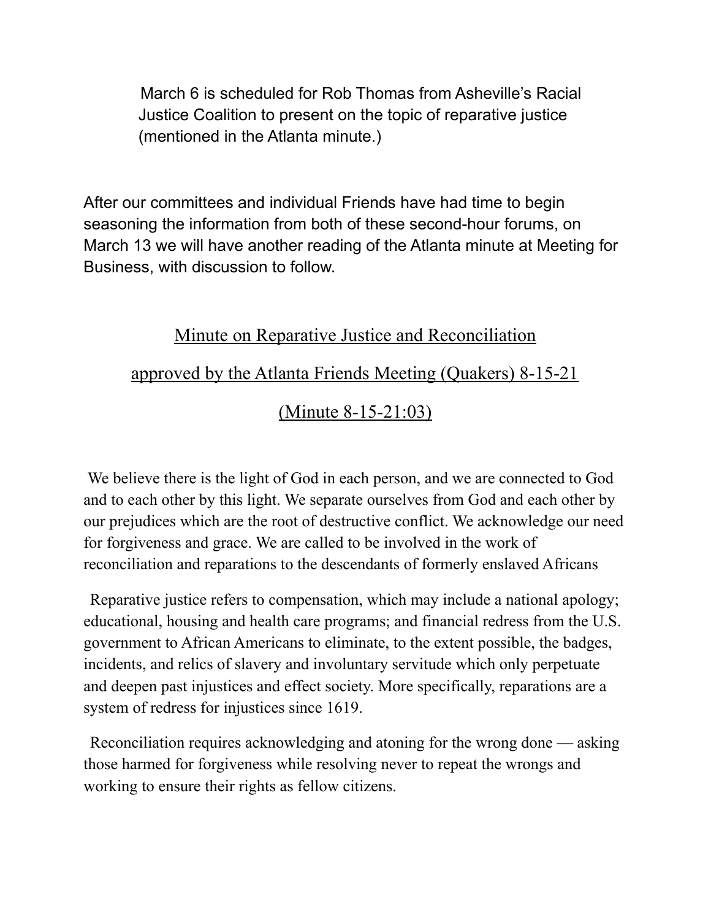March 6 is scheduled for Rob Thomas from Asheville's Racial Justice Coalition to present on the topic of reparative justice (mentioned in the Atlanta minute.)

After our committees and individual Friends have had time to begin seasoning the information from both of these second-hour forums, on March 13 we will have another reading of the Atlanta minute at Meeting for Business, with discussion to follow.

## Minute on Reparative Justice and Reconciliation approved by the Atlanta Friends Meeting (Quakers) 8-15-21 (Minute 8-15-21:03)

We believe there is the light of God in each person, and we are connected to God and to each other by this light. We separate ourselves from God and each other by our prejudices which are the root of destructive conflict. We acknowledge our need for forgiveness and grace. We are called to be involved in the work of reconciliation and reparations to the descendants of formerly enslaved Africans

Reparative justice refers to compensation, which may include a national apology; educational, housing and health care programs; and financial redress from the U.S. government to African Americans to eliminate, to the extent possible, the badges, incidents, and relics of slavery and involuntary servitude which only perpetuate and deepen past injustices and effect society. More specifically, reparations are a system of redress for injustices since 1619.

Reconciliation requires acknowledging and atoning for the wrong done — asking those harmed for forgiveness while resolving never to repeat the wrongs and working to ensure their rights as fellow citizens.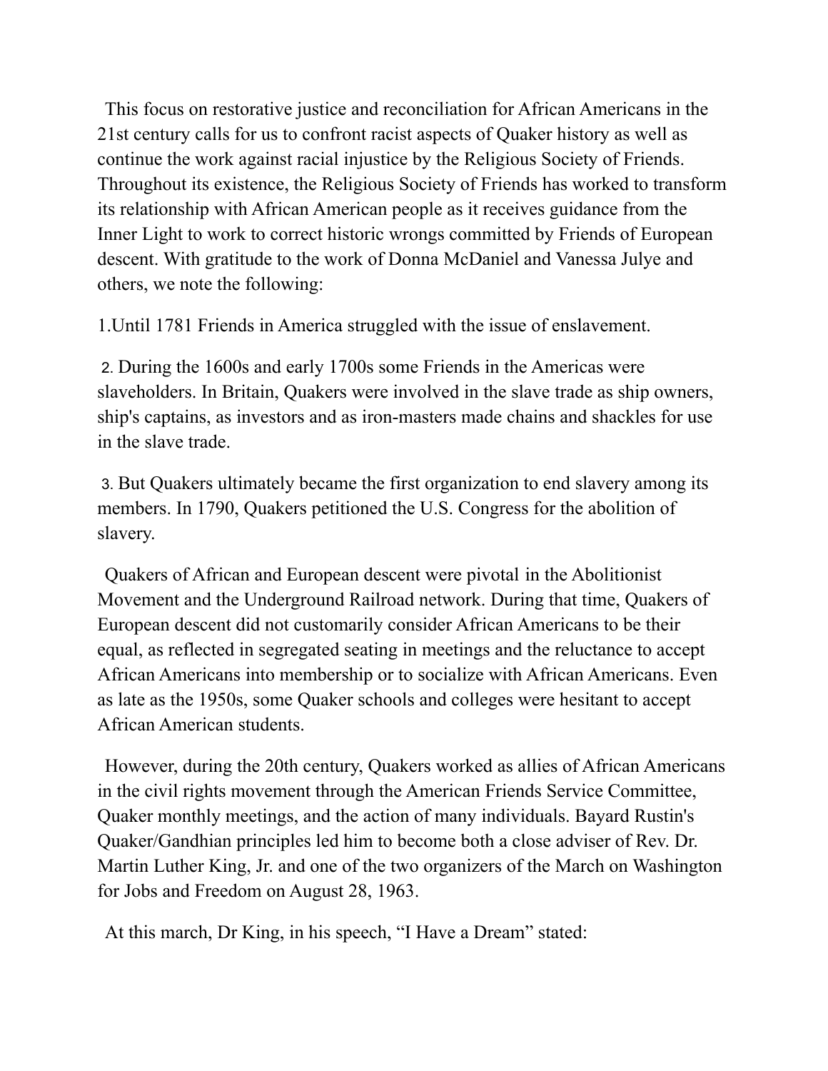This focus on restorative justice and reconciliation for African Americans in the 21st century calls for us to confront racist aspects of Quaker history as well as continue the work against racial injustice by the Religious Society of Friends. Throughout its existence, the Religious Society of Friends has worked to transform its relationship with African American people as it receives guidance from the Inner Light to work to correct historic wrongs committed by Friends of European descent. With gratitude to the work of Donna McDaniel and Vanessa Julye and others, we note the following:

1. Until 1781 Friends in America struggled with the issue of enslavement.

2. During the 1600s and early 1700s some Friends in the Americas were slaveholders. In Britain, Quakers were involved in the slave trade as ship owners, ship's captains, as investors and as iron-masters made chains and shackles for use in the slave trade.

3. But Quakers ultimately became the first organization to end slavery among its members. In 1790, Quakers petitioned the U.S. Congress for the abolition of slavery.

Quakers of African and European descent were pivotal in the Abolitionist Movement and the Underground Railroad network. During that time, Quakers of European descent did not customarily consider African Americans to be their equal, as reflected in segregated seating in meetings and the reluctance to accept African Americans into membership or to socialize with African Americans. Even as late as the 1950s, some Quaker schools and colleges were hesitant to accept African American students.

However, during the 20th century, Quakers worked as allies of African Americans in the civil rights movement through the American Friends Service Committee, Quaker monthly meetings, and the action of many individuals. Bayard Rustin's Quaker/Gandhian principles led him to become both a close adviser of Rev. Dr. Martin Luther King, Jr. and one of the two organizers of the March on Washington for Jobs and Freedom on August 28, 1963.

At this march, Dr King, in his speech, “I Have a Dream” stated: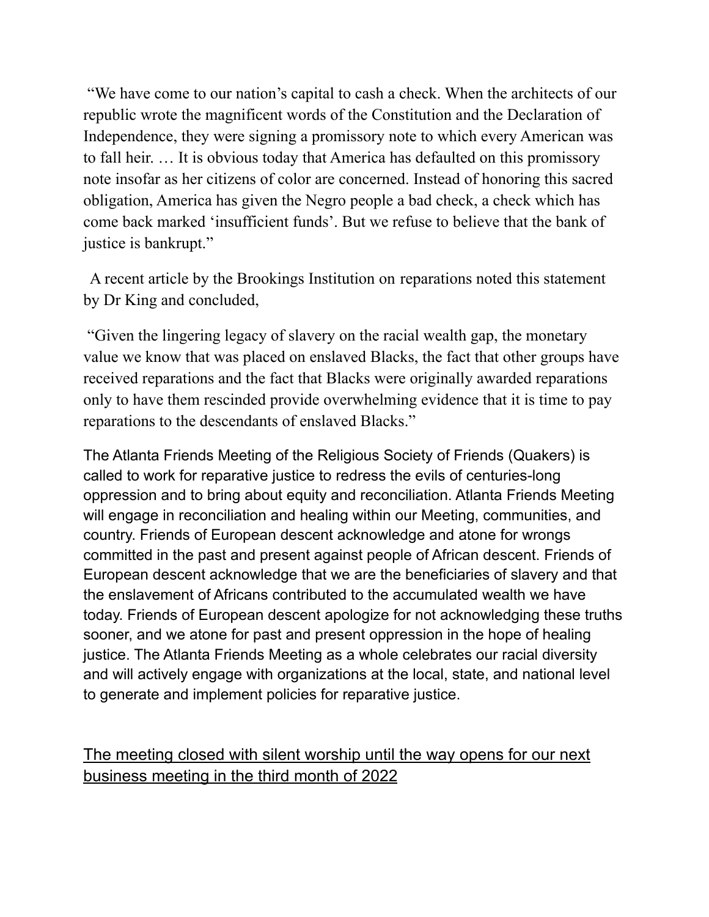"We have come to our nation's capital to cash a check. When the architects of our republic wrote the magnificent words of the Constitution and the Declaration of Independence, they were signing a promissory note to which every American was to fall heir. … It is obvious today that America has defaulted on this promissory note insofar as her citizens of color are concerned. Instead of honoring this sacred obligation, America has given the Negro people a bad check, a check which has come back marked 'insufficient funds'. But we refuse to believe that the bank of justice is bankrupt."

A recent article by the Brookings Institution on reparations noted this statement by Dr King and concluded,

"Given the lingering legacy of slavery on the racial wealth gap, the monetary value we know that was placed on enslaved Blacks, the fact that other groups have received reparations and the fact that Blacks were originally awarded reparations only to have them rescinded provide overwhelming evidence that it is time to pay reparations to the descendants of enslaved Blacks."

The Atlanta Friends Meeting of the Religious Society of Friends (Quakers) is called to work for reparative justice to redress the evils of centuries-long oppression and to bring about equity and reconciliation. Atlanta Friends Meeting will engage in reconciliation and healing within our Meeting, communities, and country. Friends of European descent acknowledge and atone for wrongs committed in the past and present against people of African descent. Friends of European descent acknowledge that we are the beneficiaries of slavery and that the enslavement of Africans contributed to the accumulated wealth we have today. Friends of European descent apologize for not acknowledging these truths sooner, and we atone for past and present oppression in the hope of healing justice. The Atlanta Friends Meeting as a whole celebrates our racial diversity and will actively engage with organizations at the local, state, and national level to generate and implement policies for reparative justice.

<u>The meeting closed with silent worship until the way opens for our next business meeting in the third month of 2022</u>